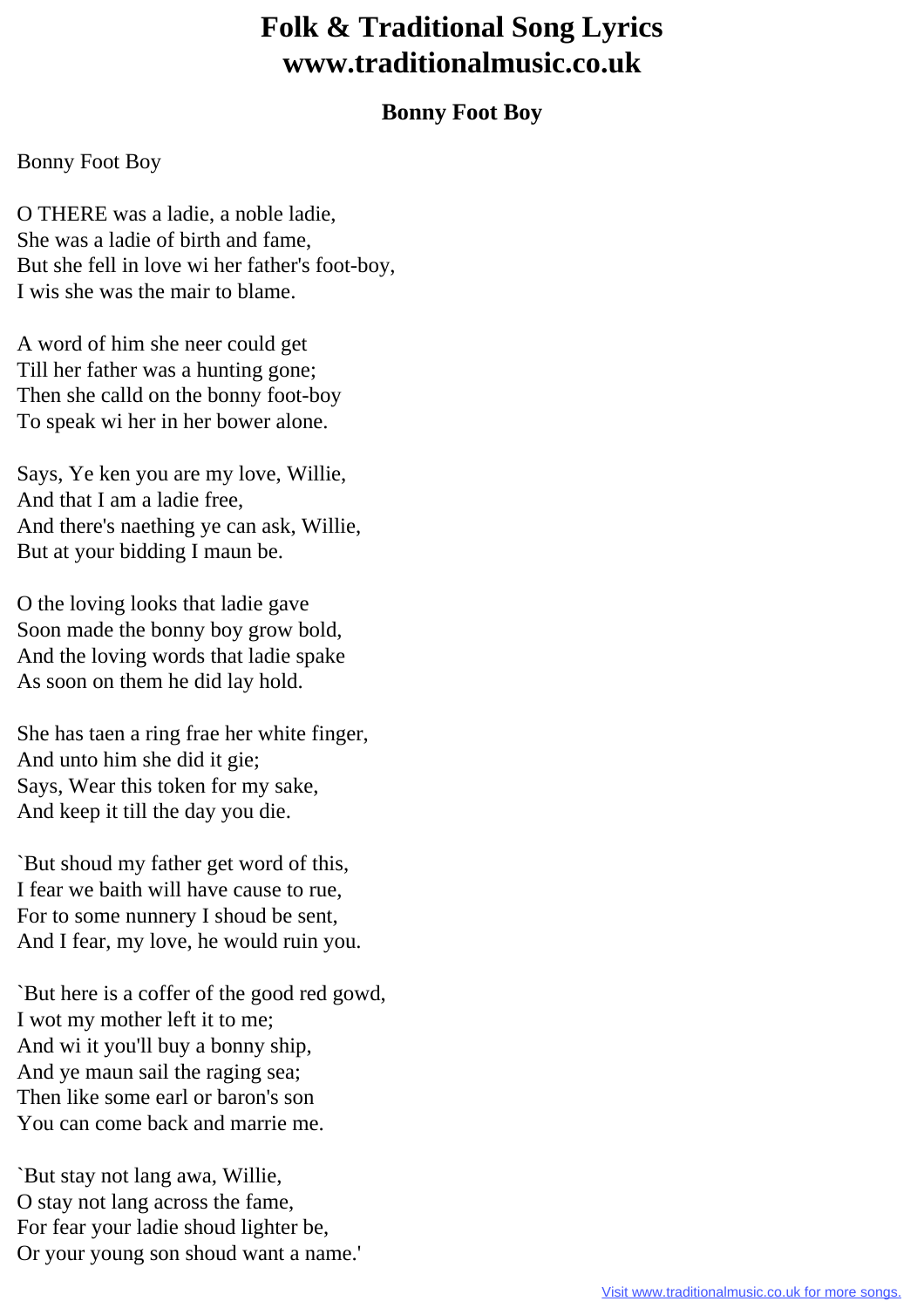# Folk & Traditional Song Lyrics
# www.traditionalmusic.co.uk

### Bonny Foot Boy

Bonny Foot Boy

O THERE was a ladie, a noble ladie,
She was a ladie of birth and fame,
But she fell in love wi her father's foot-boy,
I wis she was the mair to blame.

A word of him she neer could get
Till her father was a hunting gone;
Then she calld on the bonny foot-boy
To speak wi her in her bower alone.

Says, Ye ken you are my love, Willie,
And that I am a ladie free,
And there's naething ye can ask, Willie,
But at your bidding I maun be.

O the loving looks that ladie gave
Soon made the bonny boy grow bold,
And the loving words that ladie spake
As soon on them he did lay hold.

She has taen a ring frae her white finger,
And unto him she did it gie;
Says, Wear this token for my sake,
And keep it till the day you die.

`But shoud my father get word of this,
I fear we baith will have cause to rue,
For to some nunnery I shoud be sent,
And I fear, my love, he would ruin you.

`But here is a coffer of the good red gowd,
I wot my mother left it to me;
And wi it you'll buy a bonny ship,
And ye maun sail the raging sea;
Then like some earl or baron's son
You can come back and marrie me.

`But stay not lang awa, Willie,
O stay not lang across the fame,
For fear your ladie shoud lighter be,
Or your young son shoud want a name.'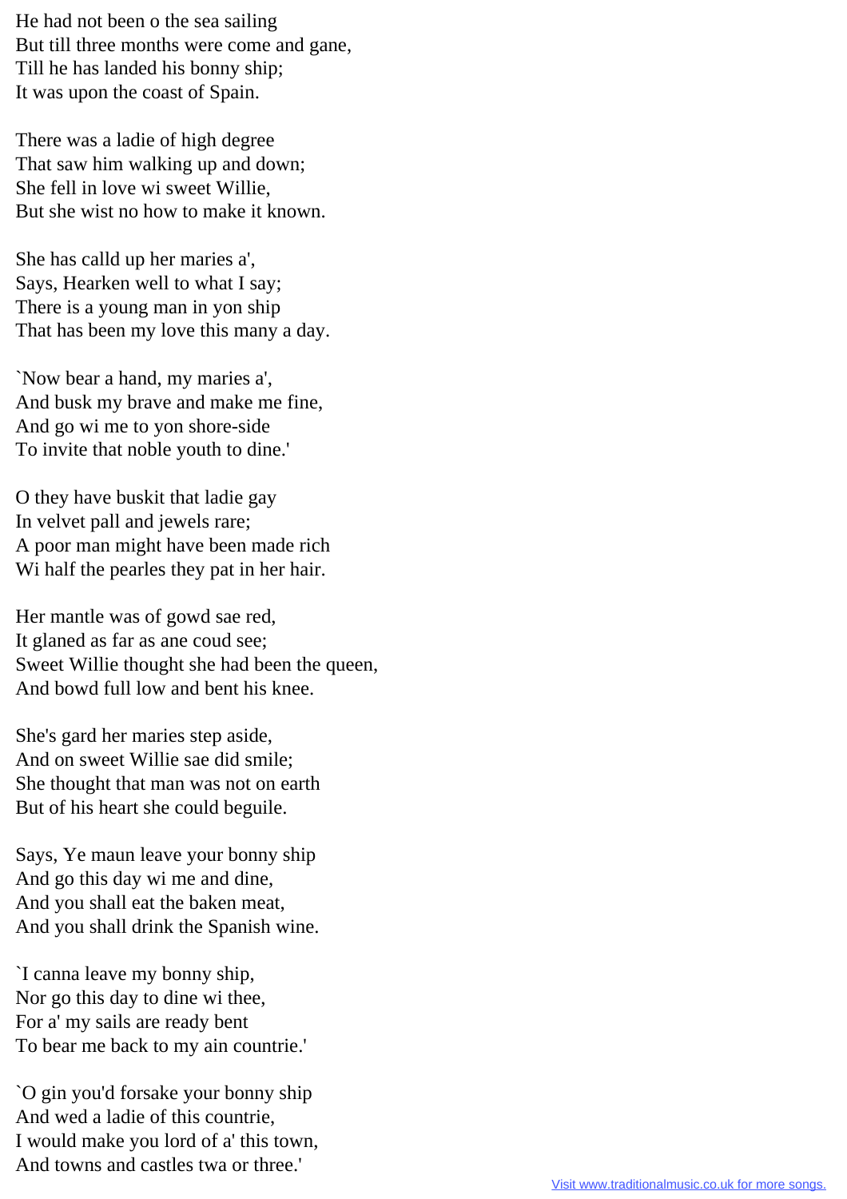He had not been o the sea sailing  
But till three months were come and gane,  
Till he has landed his bonny ship;  
It was upon the coast of Spain.

There was a ladie of high degree  
That saw him walking up and down;  
She fell in love wi sweet Willie,  
But she wist no how to make it known.

She has calld up her maries a',  
Says, Hearken well to what I say;  
There is a young man in yon ship  
That has been my love this many a day.

`Now bear a hand, my maries a',  
And busk my brave and make me fine,  
And go wi me to yon shore-side  
To invite that noble youth to dine.'

O they have buskit that ladie gay  
In velvet pall and jewels rare;  
A poor man might have been made rich  
Wi half the pearles they pat in her hair.

Her mantle was of gowd sae red,  
It glaned as far as ane coud see;  
Sweet Willie thought she had been the queen,  
And bowd full low and bent his knee.

She's gard her maries step aside,  
And on sweet Willie sae did smile;  
She thought that man was not on earth  
But of his heart she could beguile.

Says, Ye maun leave your bonny ship  
And go this day wi me and dine,  
And you shall eat the baken meat,  
And you shall drink the Spanish wine.

`I canna leave my bonny ship,  
Nor go this day to dine wi thee,  
For a' my sails are ready bent  
To bear me back to my ain countrie.'

`O gin you'd forsake your bonny ship  
And wed a ladie of this countrie,  
I would make you lord of a' this town,  
And towns and castles twa or three.'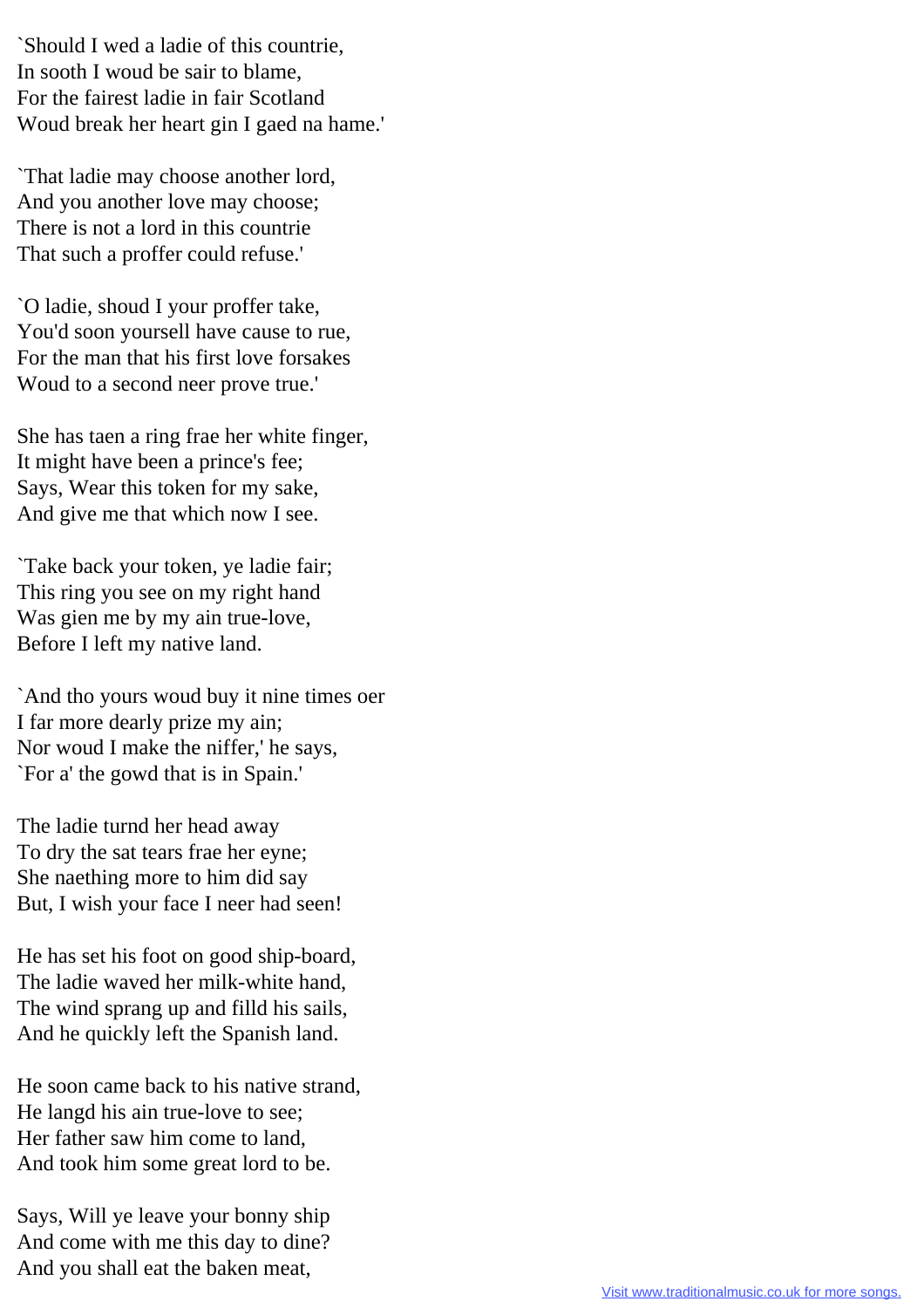`Should I wed a ladie of this countrie,
In sooth I woud be sair to blame,
For the fairest ladie in fair Scotland
Woud break her heart gin I gaed na hame.'

`That ladie may choose another lord,
And you another love may choose;
There is not a lord in this countrie
That such a proffer could refuse.'

`O ladie, shoud I your proffer take,
You'd soon yoursell have cause to rue,
For the man that his first love forsakes
Woud to a second neer prove true.'

She has taen a ring frae her white finger,
It might have been a prince's fee;
Says, Wear this token for my sake,
And give me that which now I see.

`Take back your token, ye ladie fair;
This ring you see on my right hand
Was gien me by my ain true-love,
Before I left my native land.

`And tho yours woud buy it nine times oer
I far more dearly prize my ain;
Nor woud I make the niffer,' he says,
`For a' the gowd that is in Spain.'

The ladie turnd her head away
To dry the sat tears frae her eyne;
She naething more to him did say
But, I wish your face I neer had seen!

He has set his foot on good ship-board,
The ladie waved her milk-white hand,
The wind sprang up and filld his sails,
And he quickly left the Spanish land.

He soon came back to his native strand,
He langd his ain true-love to see;
Her father saw him come to land,
And took him some great lord to be.

Says, Will ye leave your bonny ship
And come with me this day to dine?
And you shall eat the baken meat,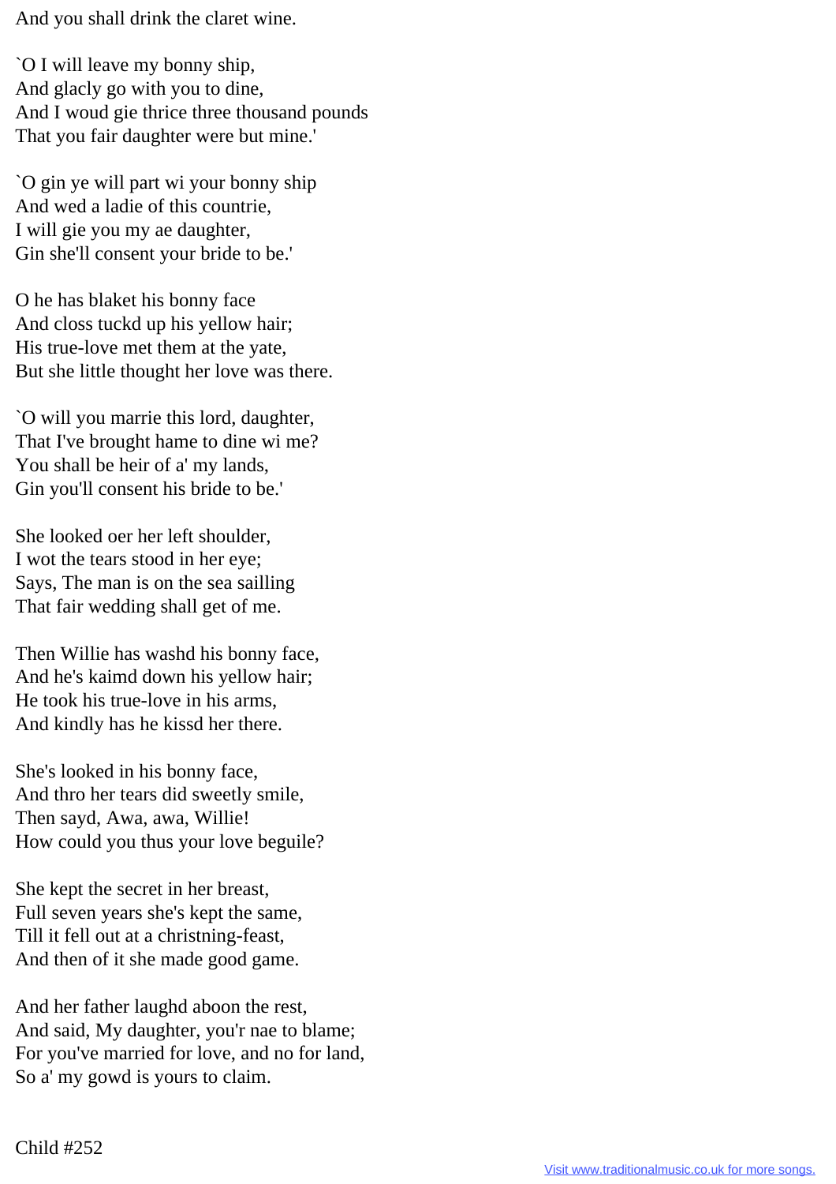And you shall drink the claret wine.

`O I will leave my bonny ship,
And glacly go with you to dine,
And I woud gie thrice three thousand pounds
That you fair daughter were but mine.'

`O gin ye will part wi your bonny ship
And wed a ladie of this countrie,
I will gie you my ae daughter,
Gin she'll consent your bride to be.'

O he has blaket his bonny face
And closs tuckd up his yellow hair;
His true-love met them at the yate,
But she little thought her love was there.

`O will you marrie this lord, daughter,
That I've brought hame to dine wi me?
You shall be heir of a' my lands,
Gin you'll consent his bride to be.'

She looked oer her left shoulder,
I wot the tears stood in her eye;
Says, The man is on the sea sailling
That fair wedding shall get of me.

Then Willie has washd his bonny face,
And he's kaimd down his yellow hair;
He took his true-love in his arms,
And kindly has he kissd her there.

She's looked in his bonny face,
And thro her tears did sweetly smile,
Then sayd, Awa, awa, Willie!
How could you thus your love beguile?

She kept the secret in her breast,
Full seven years she's kept the same,
Till it fell out at a christning-feast,
And then of it she made good game.

And her father laughd aboon the rest,
And said, My daughter, you'r nae to blame;
For you've married for love, and no for land,
So a' my gowd is yours to claim.

Child #252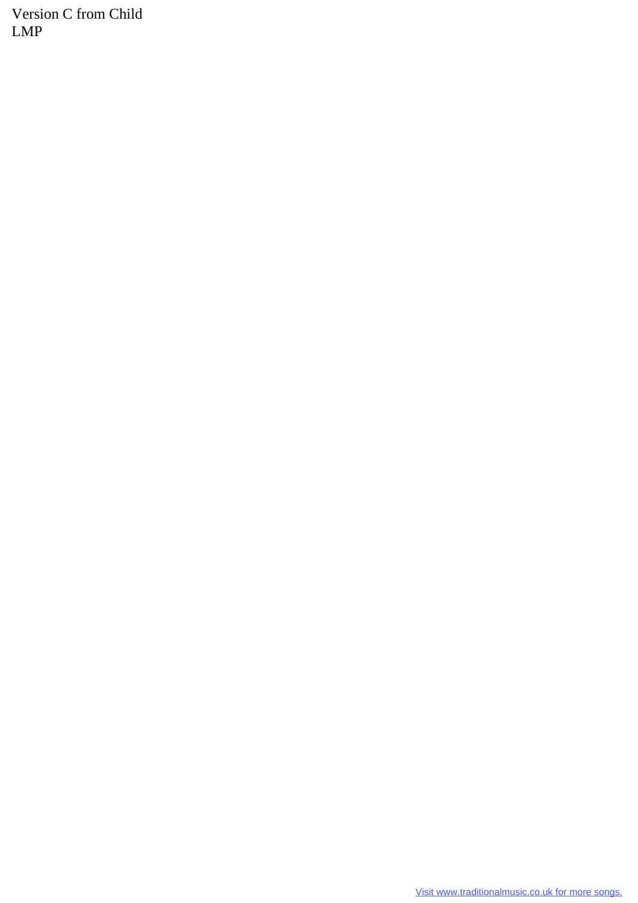Version C from Child
LMP